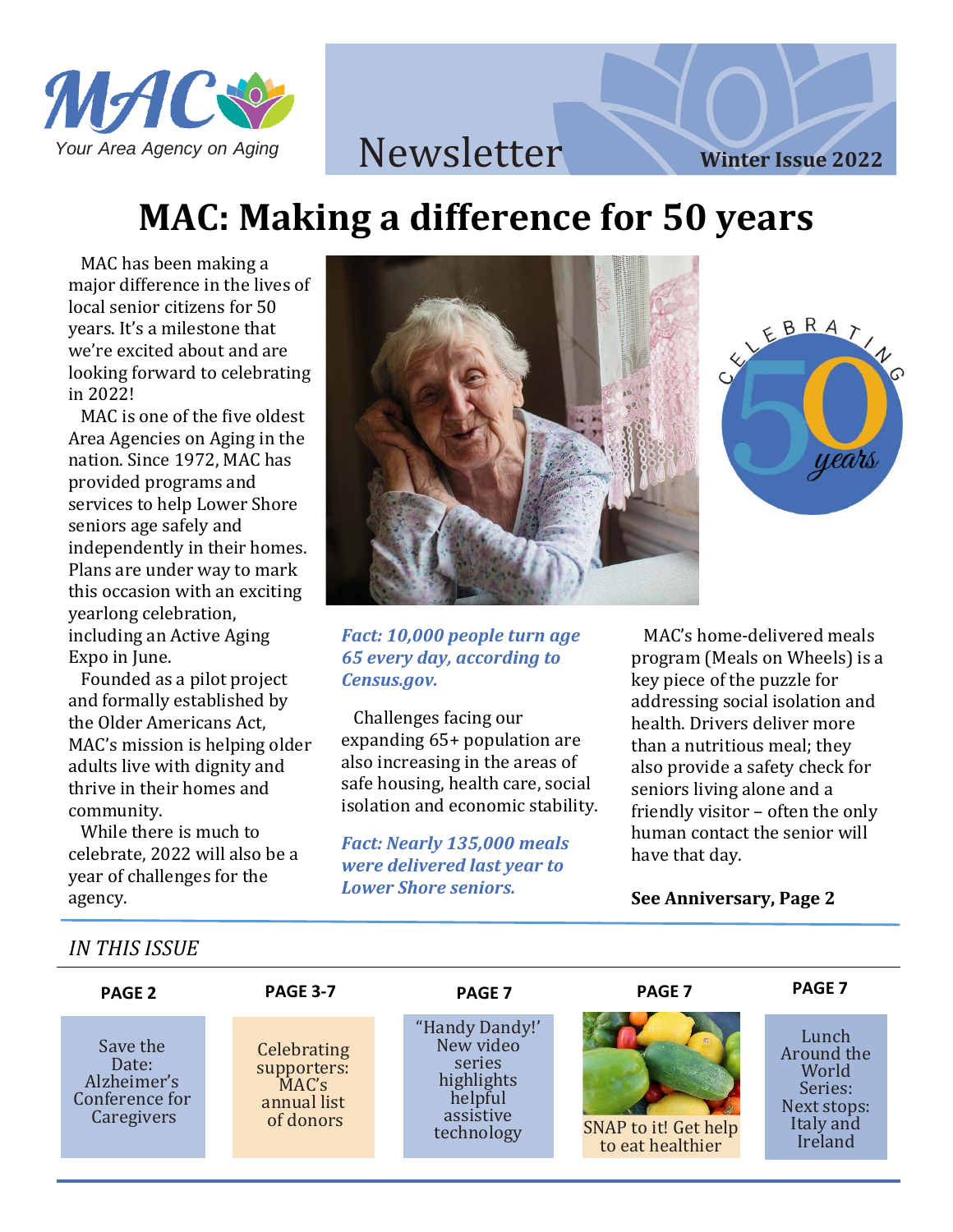MAC
*Your Area Agency on Aging*

# Newsletter

**Winter Issue 2022**

# MAC: Making a difference for 50 years

MAC has been making a major difference in the lives of local senior citizens for 50 years. It's a milestone that we're excited about and are looking forward to celebrating in 2022!

MAC is one of the five oldest Area Agencies on Aging in the nation. Since 1972, MAC has provided programs and services to help Lower Shore seniors age safely and independently in their homes. Plans are under way to mark this occasion with an exciting yearlong celebration, including an Active Aging Expo in June.

Founded as a pilot project and formally established by the Older Americans Act, MAC's mission is helping older adults live with dignity and thrive in their homes and community.

While there is much to celebrate, 2022 will also be a year of challenges for the agency.

***Fact: 10,000 people turn age 65 every day, according to Census.gov.***

Challenges facing our expanding 65+ population are also increasing in the areas of safe housing, health care, social isolation and economic stability.

***Fact: Nearly 135,000 meals were delivered last year to Lower Shore seniors.***

MAC's home-delivered meals program (Meals on Wheels) is a key piece of the puzzle for addressing social isolation and health. Drivers deliver more than a nutritious meal; they also provide a safety check for seniors living alone and a friendly visitor – often the only human contact the senior will have that day.

**See Anniversary, Page 2**

## *IN THIS ISSUE*

| PAGE 2 | PAGE 3-7 | PAGE 7 | PAGE 7 | PAGE 7 |
|---|---|---|---|---|
| Save the Date: Alzheimer's Conference for Caregivers | Celebrating supporters: MAC's annual list of donors | "Handy Dandy!' New video series highlights helpful assistive technology | SNAP to it! Get help to eat healthier | Lunch Around the World Series: Next stops: Italy and Ireland |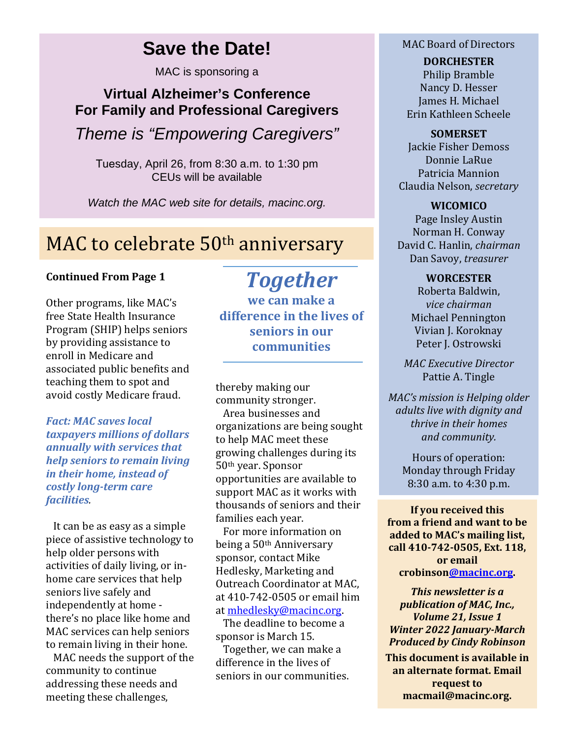# Save the Date!

MAC is sponsoring a

**Virtual Alzheimer's Conference For Family and Professional Caregivers**

*Theme is "Empowering Caregivers"*

Tuesday, April 26, from 8:30 a.m. to 1:30 pm
CEUs will be available

*Watch the MAC web site for details, macinc.org.*

# MAC to celebrate 50th anniversary

**Continued From Page 1**

Other programs, like MAC's free State Health Insurance Program (SHIP) helps seniors by providing assistance to enroll in Medicare and associated public benefits and teaching them to spot and avoid costly Medicare fraud.

***Fact: MAC saves local taxpayers millions of dollars annually with services that help seniors to remain living in their home, instead of costly long-term care facilities.***

It can be as easy as a simple piece of assistive technology to help older persons with activities of daily living, or in-home care services that help seniors live safely and independently at home - there's no place like home and MAC services can help seniors to remain living in their hone.

MAC needs the support of the community to continue addressing these needs and meeting these challenges, thereby making our community stronger.

> ***Together*** **we can make a difference in the lives of seniors in our communities**

Area businesses and organizations are being sought to help MAC meet these growing challenges during its 50th year. Sponsor opportunities are available to support MAC as it works with thousands of seniors and their families each year.

For more information on being a 50th Anniversary sponsor, contact Mike Hedlesky, Marketing and Outreach Coordinator at MAC, at 410-742-0505 or email him at mhedlesky@macinc.org.

The deadline to become a sponsor is March 15.

Together, we can make a difference in the lives of seniors in our communities.

---

MAC Board of Directors

**DORCHESTER**
Philip Bramble
Nancy D. Hesser
James H. Michael
Erin Kathleen Scheele

**SOMERSET**
Jackie Fisher Demoss
Donnie LaRue
Patricia Mannion
Claudia Nelson, *secretary*

**WICOMICO**
Page Insley Austin
Norman H. Conway
David C. Hanlin, *chairman*
Dan Savoy, *treasurer*

**WORCESTER**
Roberta Baldwin, *vice chairman*
Michael Pennington
Vivian J. Koroknay
Peter J. Ostrowski

*MAC Executive Director*
Pattie A. Tingle

*MAC's mission is Helping older adults live with dignity and thrive in their homes and community.*

Hours of operation:
Monday through Friday
8:30 a.m. to 4:30 p.m.

**If you received this from a friend and want to be added to MAC's mailing list, call 410-742-0505, Ext. 118, or email crobinson@macinc.org.**

***This newsletter is a publication of MAC, Inc., Volume 21, Issue 1 Winter 2022 January-March Produced by Cindy Robinson***

**This document is available in an alternate format. Email request to macmail@macinc.org.**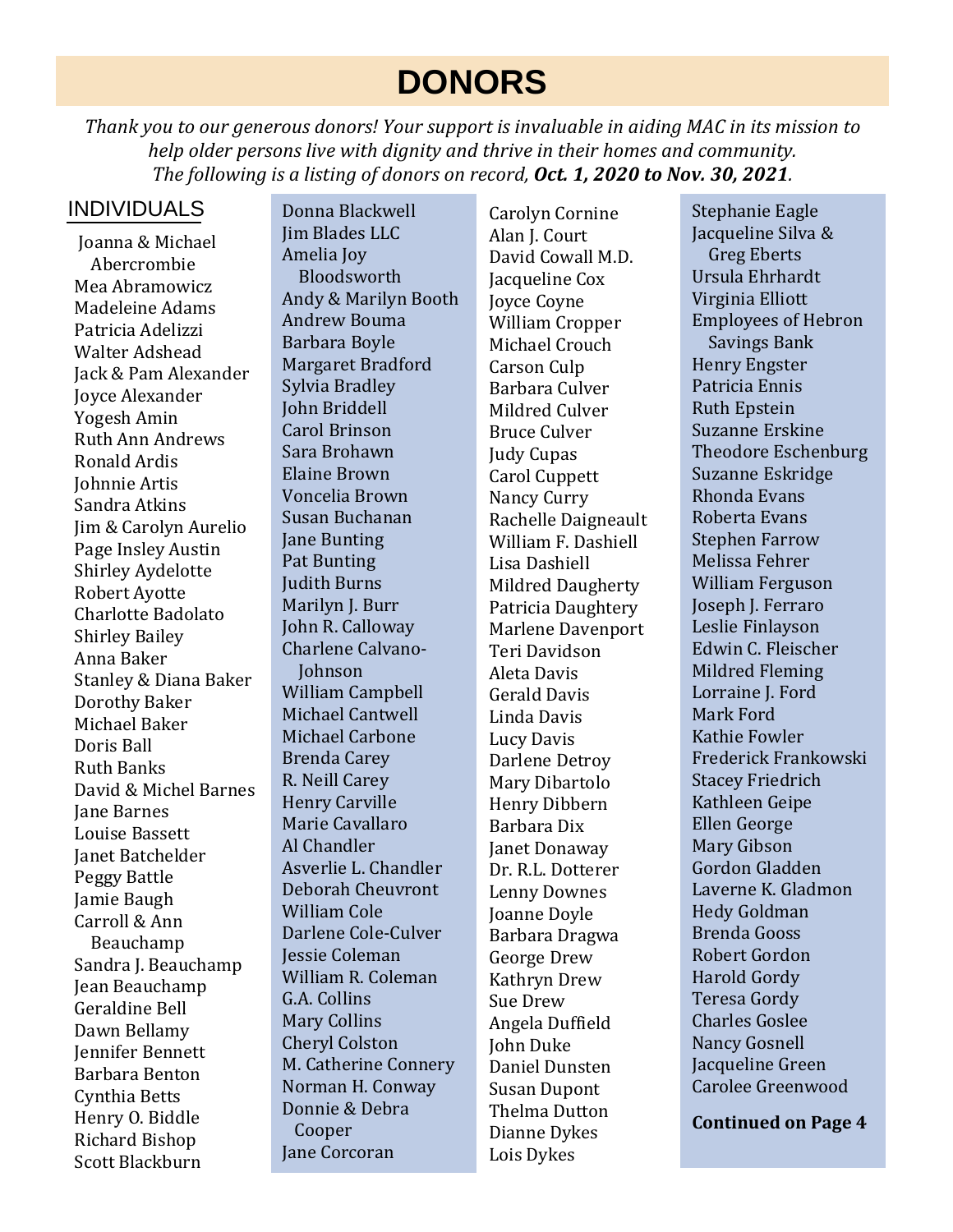# DONORS

*Thank you to our generous donors! Your support is invaluable in aiding MAC in its mission to help older persons live with dignity and thrive in their homes and community. The following is a listing of donors on record, **Oct. 1, 2020 to Nov. 30, 2021**.*

## INDIVIDUALS

Joanna & Michael Abercrombie
Mea Abramowicz
Madeleine Adams
Patricia Adelizzi
Walter Adshead
Jack & Pam Alexander
Joyce Alexander
Yogesh Amin
Ruth Ann Andrews
Ronald Ardis
Johnnie Artis
Sandra Atkins
Jim & Carolyn Aurelio
Page Insley Austin
Shirley Aydelotte
Robert Ayotte
Charlotte Badolato
Shirley Bailey
Anna Baker
Stanley & Diana Baker
Dorothy Baker
Michael Baker
Doris Ball
Ruth Banks
David & Michel Barnes
Jane Barnes
Louise Bassett
Janet Batchelder
Peggy Battle
Jamie Baugh
Carroll & Ann Beauchamp
Sandra J. Beauchamp
Jean Beauchamp
Geraldine Bell
Dawn Bellamy
Jennifer Bennett
Barbara Benton
Cynthia Betts
Henry O. Biddle
Richard Bishop
Scott Blackburn
Donna Blackwell
Jim Blades LLC
Amelia Joy Bloodsworth
Andy & Marilyn Booth
Andrew Bouma
Barbara Boyle
Margaret Bradford
Sylvia Bradley
John Briddell
Carol Brinson
Sara Brohawn
Elaine Brown
Voncelia Brown
Susan Buchanan
Jane Bunting
Pat Bunting
Judith Burns
Marilyn J. Burr
John R. Calloway
Charlene Calvano-Johnson
William Campbell
Michael Cantwell
Michael Carbone
Brenda Carey
R. Neill Carey
Henry Carville
Marie Cavallaro
Al Chandler
Asverlie L. Chandler
Deborah Cheuvront
William Cole
Darlene Cole-Culver
Jessie Coleman
William R. Coleman
G.A. Collins
Mary Collins
Cheryl Colston
M. Catherine Connery
Norman H. Conway
Donnie & Debra Cooper
Jane Corcoran
Carolyn Cornine
Alan J. Court
David Cowall M.D.
Jacqueline Cox
Joyce Coyne
William Cropper
Michael Crouch
Carson Culp
Barbara Culver
Mildred Culver
Bruce Culver
Judy Cupas
Carol Cuppett
Nancy Curry
Rachelle Daigneault
William F. Dashiell
Lisa Dashiell
Mildred Daugherty
Patricia Daughtery
Marlene Davenport
Teri Davidson
Aleta Davis
Gerald Davis
Linda Davis
Lucy Davis
Darlene Detroy
Mary Dibartolo
Henry Dibbern
Barbara Dix
Janet Donaway
Dr. R.L. Dotterer
Lenny Downes
Joanne Doyle
Barbara Dragwa
George Drew
Kathryn Drew
Sue Drew
Angela Duffield
John Duke
Daniel Dunsten
Susan Dupont
Thelma Dutton
Dianne Dykes
Lois Dykes
Stephanie Eagle
Jacqueline Silva & Greg Eberts
Ursula Ehrhardt
Virginia Elliott
Employees of Hebron Savings Bank
Henry Engster
Patricia Ennis
Ruth Epstein
Suzanne Erskine
Theodore Eschenburg
Suzanne Eskridge
Rhonda Evans
Roberta Evans
Stephen Farrow
Melissa Fehrer
William Ferguson
Joseph J. Ferraro
Leslie Finlayson
Edwin C. Fleischer
Mildred Fleming
Lorraine J. Ford
Mark Ford
Kathie Fowler
Frederick Frankowski
Stacey Friedrich
Kathleen Geipe
Ellen George
Mary Gibson
Gordon Gladden
Laverne K. Gladmon
Hedy Goldman
Brenda Gooss
Robert Gordon
Harold Gordy
Teresa Gordy
Charles Goslee
Nancy Gosnell
Jacqueline Green
Carolee Greenwood

**Continued on Page 4**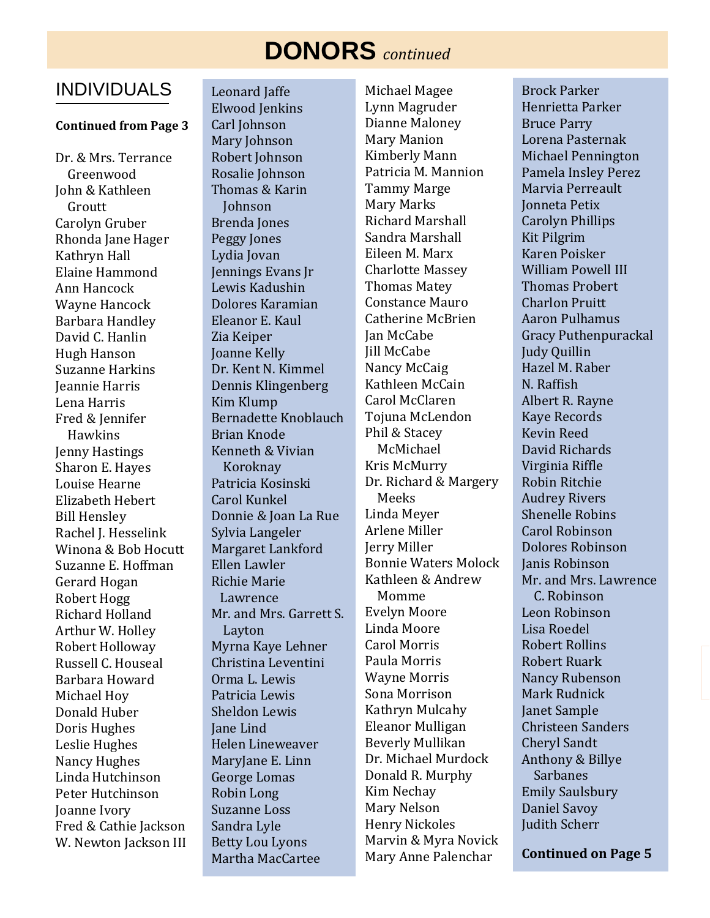# DONORS *continued*

## INDIVIDUALS

**Continued from Page 3**

Dr. & Mrs. Terrance Greenwood
John & Kathleen Groutt
Carolyn Gruber
Rhonda Jane Hager
Kathryn Hall
Elaine Hammond
Ann Hancock
Wayne Hancock
Barbara Handley
David C. Hanlin
Hugh Hanson
Suzanne Harkins
Jeannie Harris
Lena Harris
Fred & Jennifer Hawkins
Jenny Hastings
Sharon E. Hayes
Louise Hearne
Elizabeth Hebert
Bill Hensley
Rachel J. Hesselink
Winona & Bob Hocutt
Suzanne E. Hoffman
Gerard Hogan
Robert Hogg
Richard Holland
Arthur W. Holley
Robert Holloway
Russell C. Houseal
Barbara Howard
Michael Hoy
Donald Huber
Doris Hughes
Leslie Hughes
Nancy Hughes
Linda Hutchinson
Peter Hutchinson
Joanne Ivory
Fred & Cathie Jackson
W. Newton Jackson III

Leonard Jaffe
Elwood Jenkins
Carl Johnson
Mary Johnson
Robert Johnson
Rosalie Johnson
Thomas & Karin Johnson
Brenda Jones
Peggy Jones
Lydia Jovan
Jennings Evans Jr
Lewis Kadushin
Dolores Karamian
Eleanor E. Kaul
Zia Keiper
Joanne Kelly
Dr. Kent N. Kimmel
Dennis Klingenberg
Kim Klump
Bernadette Knoblauch
Brian Knode
Kenneth & Vivian Koroknay
Patricia Kosinski
Carol Kunkel
Donnie & Joan La Rue
Sylvia Langeler
Margaret Lankford
Ellen Lawler
Richie Marie Lawrence
Mr. and Mrs. Garrett S. Layton
Myrna Kaye Lehner
Christina Leventini
Orma L. Lewis
Patricia Lewis
Sheldon Lewis
Jane Lind
Helen Lineweaver
MaryJane E. Linn
George Lomas
Robin Long
Suzanne Loss
Sandra Lyle
Betty Lou Lyons
Martha MacCartee

Michael Magee
Lynn Magruder
Dianne Maloney
Mary Manion
Kimberly Mann
Patricia M. Mannion
Tammy Marge
Mary Marks
Richard Marshall
Sandra Marshall
Eileen M. Marx
Charlotte Massey
Thomas Matey
Constance Mauro
Catherine McBrien
Jan McCabe
Jill McCabe
Nancy McCaig
Kathleen McCain
Carol McClaren
Tojuna McLendon
Phil & Stacey McMichael
Kris McMurry
Dr. Richard & Margery Meeks
Linda Meyer
Arlene Miller
Jerry Miller
Bonnie Waters Molock
Kathleen & Andrew Momme
Evelyn Moore
Linda Moore
Carol Morris
Paula Morris
Wayne Morris
Sona Morrison
Kathryn Mulcahy
Eleanor Mulligan
Beverly Mullikan
Dr. Michael Murdock
Donald R. Murphy
Kim Nechay
Mary Nelson
Henry Nickoles
Marvin & Myra Novick
Mary Anne Palenchar

Brock Parker
Henrietta Parker
Bruce Parry
Lorena Pasternak
Michael Pennington
Pamela Insley Perez
Marvia Perreault
Jonneta Petix
Carolyn Phillips
Kit Pilgrim
Karen Poisker
William Powell III
Thomas Probert
Charlon Pruitt
Aaron Pulhamus
Gracy Puthenpurackal
Judy Quillin
Hazel M. Raber
N. Raffish
Albert R. Rayne
Kaye Records
Kevin Reed
David Richards
Virginia Riffle
Robin Ritchie
Audrey Rivers
Shenelle Robins
Carol Robinson
Dolores Robinson
Janis Robinson
Mr. and Mrs. Lawrence C. Robinson
Leon Robinson
Lisa Roedel
Robert Rollins
Robert Ruark
Nancy Rubenson
Mark Rudnick
Janet Sample
Christeen Sanders
Cheryl Sandt
Anthony & Billye Sarbanes
Emily Saulsbury
Daniel Savoy
Judith Scherr

**Continued on Page 5**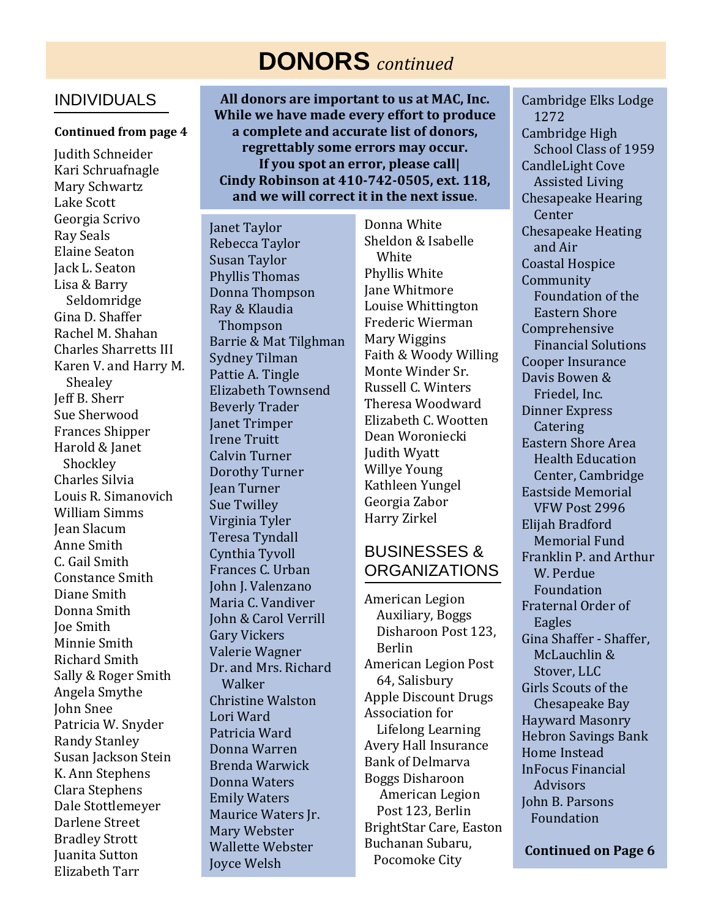# DONORS *continued*

## INDIVIDUALS

**Continued from page 4**

Judith Schneider
Kari Schruafnagle
Mary Schwartz
Lake Scott
Georgia Scrivo
Ray Seals
Elaine Seaton
Jack L. Seaton
Lisa & Barry Seldomridge
Gina D. Shaffer
Rachel M. Shahan
Charles Sharretts III
Karen V. and Harry M. Shealey
Jeff B. Sherr
Sue Sherwood
Frances Shipper
Harold & Janet Shockley
Charles Silvia
Louis R. Simanovich
William Simms
Jean Slacum
Anne Smith
C. Gail Smith
Constance Smith
Diane Smith
Donna Smith
Joe Smith
Minnie Smith
Richard Smith
Sally & Roger Smith
Angela Smythe
John Snee
Patricia W. Snyder
Randy Stanley
Susan Jackson Stein
K. Ann Stephens
Clara Stephens
Dale Stottlemeyer
Darlene Street
Bradley Strott
Juanita Sutton
Elizabeth Tarr

**All donors are important to us at MAC, Inc. While we have made every effort to produce a complete and accurate list of donors, regrettably some errors may occur. If you spot an error, please call| Cindy Robinson at 410-742-0505, ext. 118, and we will correct it in the next issue.**

Janet Taylor
Rebecca Taylor
Susan Taylor
Phyllis Thomas
Donna Thompson
Ray & Klaudia Thompson
Barrie & Mat Tilghman
Sydney Tilman
Pattie A. Tingle
Elizabeth Townsend
Beverly Trader
Janet Trimper
Irene Truitt
Calvin Turner
Dorothy Turner
Jean Turner
Sue Twilley
Virginia Tyler
Teresa Tyndall
Cynthia Tyvoll
Frances C. Urban
John J. Valenzano
Maria C. Vandiver
John & Carol Verrill
Gary Vickers
Valerie Wagner
Dr. and Mrs. Richard Walker
Christine Walston
Lori Ward
Patricia Ward
Donna Warren
Brenda Warwick
Donna Waters
Emily Waters
Maurice Waters Jr.
Mary Webster
Wallette Webster
Joyce Welsh
Donna White
Sheldon & Isabelle White
Phyllis White
Jane Whitmore
Louise Whittington
Frederic Wierman
Mary Wiggins
Faith & Woody Willing
Monte Winder Sr.
Russell C. Winters
Theresa Woodward
Elizabeth C. Wootten
Dean Woroniecki
Judith Wyatt
Willye Young
Kathleen Yungel
Georgia Zabor
Harry Zirkel

## BUSINESSES & ORGANIZATIONS

American Legion Auxiliary, Boggs Disharoon Post 123, Berlin
American Legion Post 64, Salisbury
Apple Discount Drugs
Association for Lifelong Learning
Avery Hall Insurance
Bank of Delmarva
Boggs Disharoon American Legion Post 123, Berlin
BrightStar Care, Easton
Buchanan Subaru, Pocomoke City
Cambridge Elks Lodge 1272
Cambridge High School Class of 1959
CandleLight Cove Assisted Living
Chesapeake Hearing Center
Chesapeake Heating and Air
Coastal Hospice
Community Foundation of the Eastern Shore
Comprehensive Financial Solutions
Cooper Insurance
Davis Bowen & Friedel, Inc.
Dinner Express Catering
Eastern Shore Area Health Education Center, Cambridge
Eastside Memorial VFW Post 2996
Elijah Bradford Memorial Fund
Franklin P. and Arthur W. Perdue Foundation
Fraternal Order of Eagles
Gina Shaffer - Shaffer, McLauchlin & Stover, LLC
Girls Scouts of the Chesapeake Bay
Hayward Masonry
Hebron Savings Bank
Home Instead
InFocus Financial Advisors
John B. Parsons Foundation

**Continued on Page 6**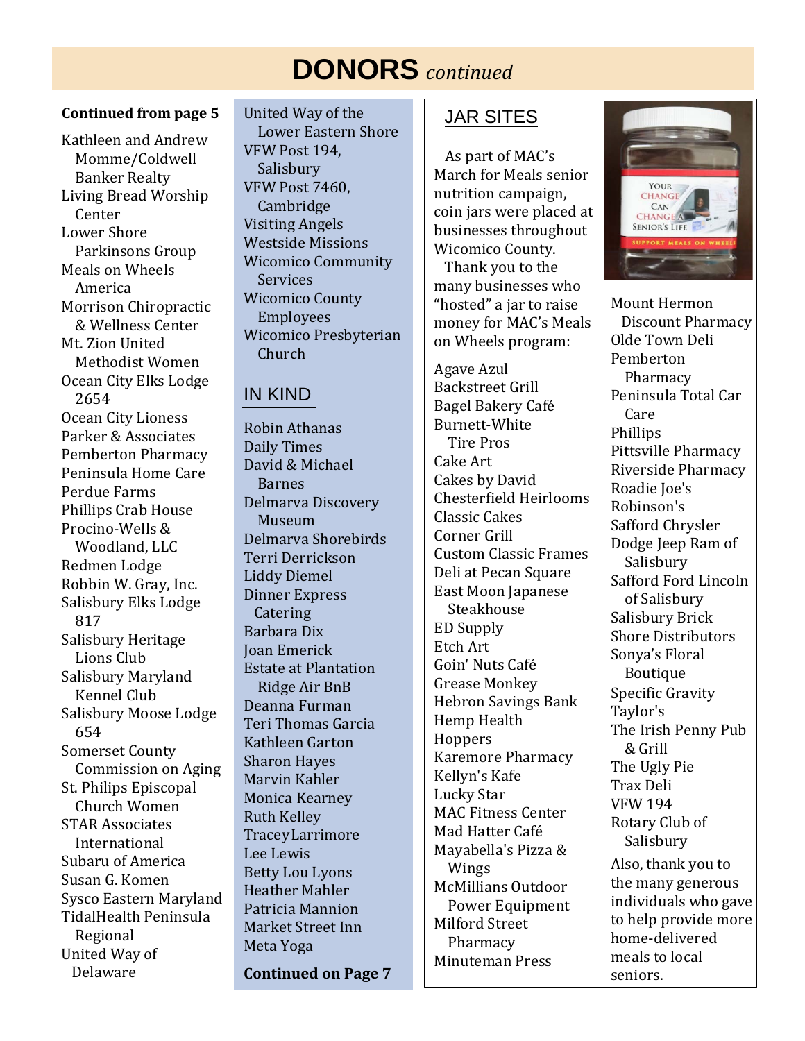# DONORS *continued*

**Continued from page 5**

Kathleen and Andrew Momme/Coldwell Banker Realty
Living Bread Worship Center
Lower Shore Parkinsons Group
Meals on Wheels America
Morrison Chiropractic & Wellness Center
Mt. Zion United Methodist Women
Ocean City Elks Lodge 2654
Ocean City Lioness
Parker & Associates
Pemberton Pharmacy
Peninsula Home Care
Perdue Farms
Phillips Crab House
Procino-Wells & Woodland, LLC
Redmen Lodge
Robbin W. Gray, Inc.
Salisbury Elks Lodge 817
Salisbury Heritage Lions Club
Salisbury Maryland Kennel Club
Salisbury Moose Lodge 654
Somerset County Commission on Aging
St. Philips Episcopal Church Women
STAR Associates International
Subaru of America
Susan G. Komen
Sysco Eastern Maryland
TidalHealth Peninsula Regional
United Way of Delaware
United Way of the Lower Eastern Shore
VFW Post 194, Salisbury
VFW Post 7460, Cambridge
Visiting Angels
Westside Missions
Wicomico Community Services
Wicomico County Employees
Wicomico Presbyterian Church

## IN KIND

Robin Athanas
Daily Times
David & Michael Barnes
Delmarva Discovery Museum
Delmarva Shorebirds
Terri Derrickson
Liddy Diemel
Dinner Express Catering
Barbara Dix
Joan Emerick
Estate at Plantation Ridge Air BnB
Deanna Furman
Teri Thomas Garcia
Kathleen Garton
Sharon Hayes
Marvin Kahler
Monica Kearney
Ruth Kelley
Tracey Larrimore
Lee Lewis
Betty Lou Lyons
Heather Mahler
Patricia Mannion
Market Street Inn
Meta Yoga

**Continued on Page 7**

## JAR SITES

As part of MAC's March for Meals senior nutrition campaign, coin jars were placed at businesses throughout Wicomico County.

Thank you to the many businesses who "hosted" a jar to raise money for MAC's Meals on Wheels program:

Agave Azul
Backstreet Grill
Bagel Bakery Café
Burnett-White Tire Pros
Cake Art
Cakes by David
Chesterfield Heirlooms
Classic Cakes
Corner Grill
Custom Classic Frames
Deli at Pecan Square
East Moon Japanese Steakhouse
ED Supply
Etch Art
Goin' Nuts Café
Grease Monkey
Hebron Savings Bank
Hemp Health
Hoppers
Karemore Pharmacy
Kellyn's Kafe
Lucky Star
MAC Fitness Center
Mad Hatter Café
Mayabella's Pizza & Wings
McMillians Outdoor Power Equipment
Milford Street Pharmacy
Minuteman Press
Mount Hermon Discount Pharmacy
Olde Town Deli
Pemberton Pharmacy
Peninsula Total Car Care
Phillips
Pittsville Pharmacy
Riverside Pharmacy
Roadie Joe's
Robinson's
Safford Chrysler Dodge Jeep Ram of Salisbury
Safford Ford Lincoln of Salisbury
Salisbury Brick
Shore Distributors
Sonya's Floral Boutique
Specific Gravity
Taylor's
The Irish Penny Pub & Grill
The Ugly Pie
Trax Deli
VFW 194
Rotary Club of Salisbury

Also, thank you to the many generous individuals who gave to help provide more home-delivered meals to local seniors.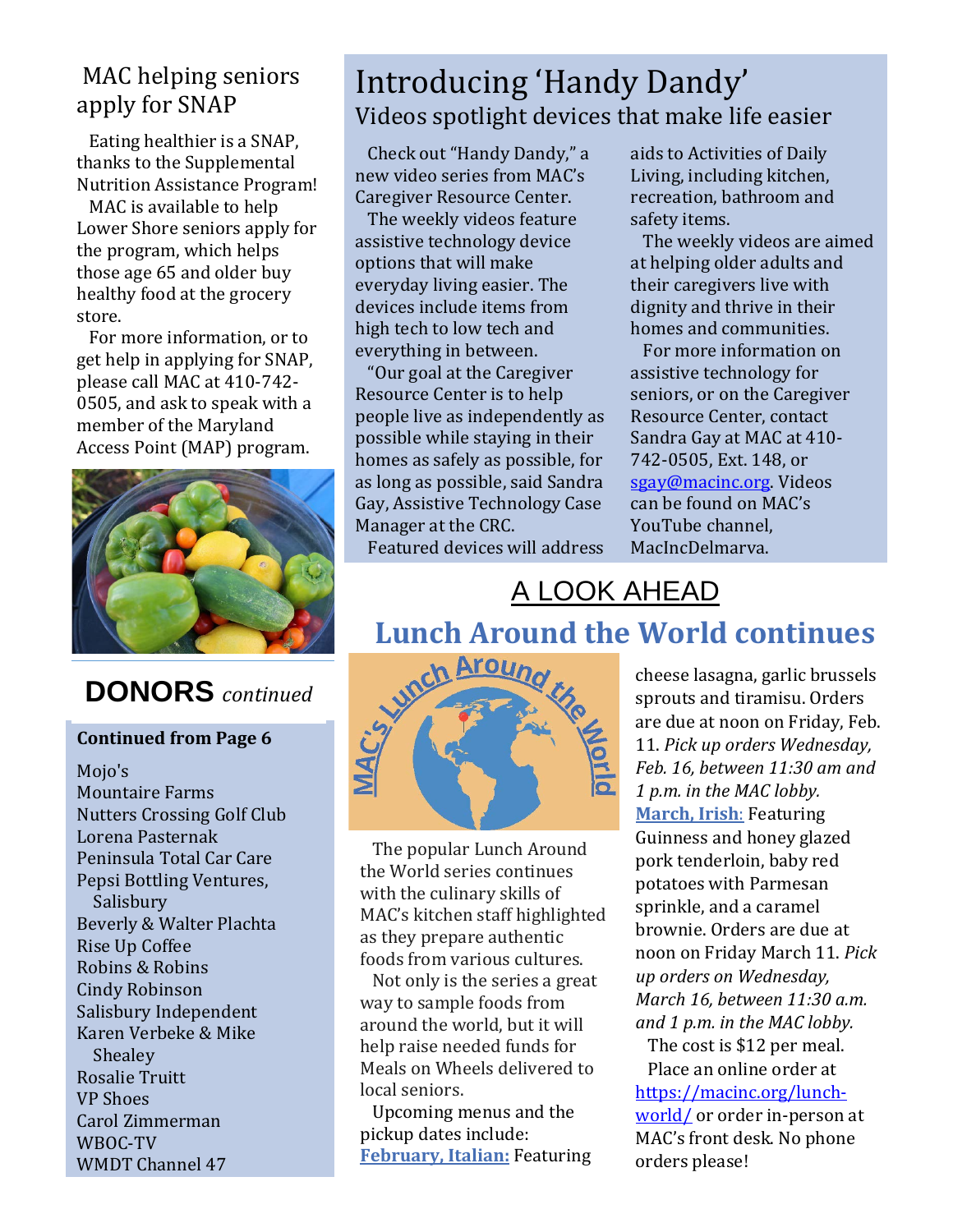## MAC helping seniors apply for SNAP

Eating healthier is a SNAP, thanks to the Supplemental Nutrition Assistance Program!

MAC is available to help Lower Shore seniors apply for the program, which helps those age 65 and older buy healthy food at the grocery store.

For more information, or to get help in applying for SNAP, please call MAC at 410-742-0505, and ask to speak with a member of the Maryland Access Point (MAP) program.

## DONORS *continued*

**Continued from Page 6**

Mojo's
Mountaire Farms
Nutters Crossing Golf Club
Lorena Pasternak
Peninsula Total Car Care
Pepsi Bottling Ventures, Salisbury
Beverly & Walter Plachta
Rise Up Coffee
Robins & Robins
Cindy Robinson
Salisbury Independent
Karen Verbeke & Mike Shealey
Rosalie Truitt
VP Shoes
Carol Zimmerman
WBOC-TV
WMDT Channel 47

# Introducing 'Handy Dandy'

## Videos spotlight devices that make life easier

Check out "Handy Dandy," a new video series from MAC's Caregiver Resource Center.

The weekly videos feature assistive technology device options that will make everyday living easier. The devices include items from high tech to low tech and everything in between.

"Our goal at the Caregiver Resource Center is to help people live as independently as possible while staying in their homes as safely as possible, for as long as possible, said Sandra Gay, Assistive Technology Case Manager at the CRC.

Featured devices will address aids to Activities of Daily Living, including kitchen, recreation, bathroom and safety items.

The weekly videos are aimed at helping older adults and their caregivers live with dignity and thrive in their homes and communities.

For more information on assistive technology for seniors, or on the Caregiver Resource Center, contact Sandra Gay at MAC at 410-742-0505, Ext. 148, or sgay@macinc.org. Videos can be found on MAC's YouTube channel, MacIncDelmarva.

## A LOOK AHEAD

## Lunch Around the World continues

The popular Lunch Around the World series continues with the culinary skills of MAC's kitchen staff highlighted as they prepare authentic foods from various cultures.

Not only is the series a great way to sample foods from around the world, but it will help raise needed funds for Meals on Wheels delivered to local seniors.

Upcoming menus and the pickup dates include:

**February, Italian:** Featuring cheese lasagna, garlic brussels sprouts and tiramisu. Orders are due at noon on Friday, Feb. 11. *Pick up orders Wednesday, Feb. 16, between 11:30 am and 1 p.m. in the MAC lobby.*

**March, Irish:** Featuring Guinness and honey glazed pork tenderloin, baby red potatoes with Parmesan sprinkle, and a caramel brownie. Orders are due at noon on Friday March 11. *Pick up orders on Wednesday, March 16, between 11:30 a.m. and 1 p.m. in the MAC lobby.*

The cost is $12 per meal.

Place an online order at https://macinc.org/lunch-world/ or order in-person at MAC's front desk. No phone orders please!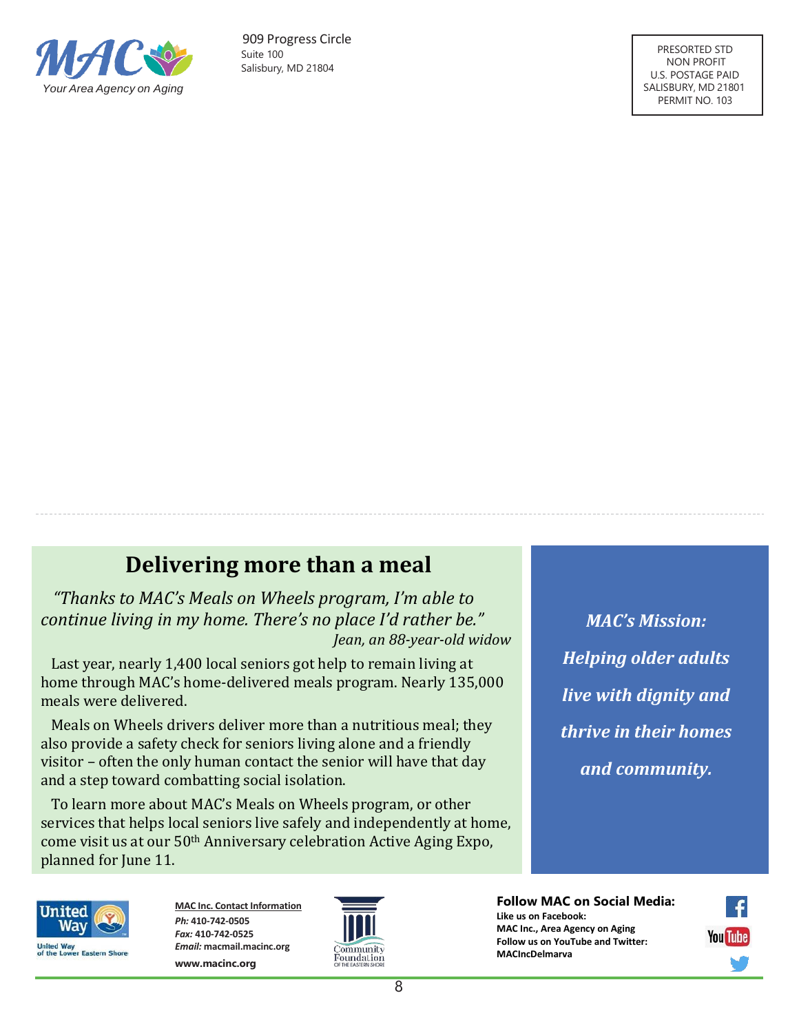MAC

Your Area Agency on Aging

909 Progress Circle
Suite 100
Salisbury, MD 21804

PRESORTED STD
NON PROFIT
U.S. POSTAGE PAID
SALISBURY, MD 21801
PERMIT NO. 103

## Delivering more than a meal

*"Thanks to MAC's Meals on Wheels program, I'm able to continue living in my home. There's no place I'd rather be."*
*Jean, an 88-year-old widow*

Last year, nearly 1,400 local seniors got help to remain living at home through MAC's home-delivered meals program. Nearly 135,000 meals were delivered.

Meals on Wheels drivers deliver more than a nutritious meal; they also provide a safety check for seniors living alone and a friendly visitor – often the only human contact the senior will have that day and a step toward combatting social isolation.

To learn more about MAC's Meals on Wheels program, or other services that helps local seniors live safely and independently at home, come visit us at our 50th Anniversary celebration Active Aging Expo, planned for June 11.

***MAC's Mission:***

***Helping older adults live with dignity and thrive in their homes and community.***

United Way
United Way of the Lower Eastern Shore

**MAC Inc. Contact Information**
***Ph:*** **410-742-0505**
***Fax:*** **410-742-0525**
***Email:*** **macmail.macinc.org**
**www.macinc.org**

Community Foundation of the Eastern Shore

**Follow MAC on Social Media:**
**Like us on Facebook:**
**MAC Inc., Area Agency on Aging**
**Follow us on YouTube and Twitter:**
**MACIncDelmarva**